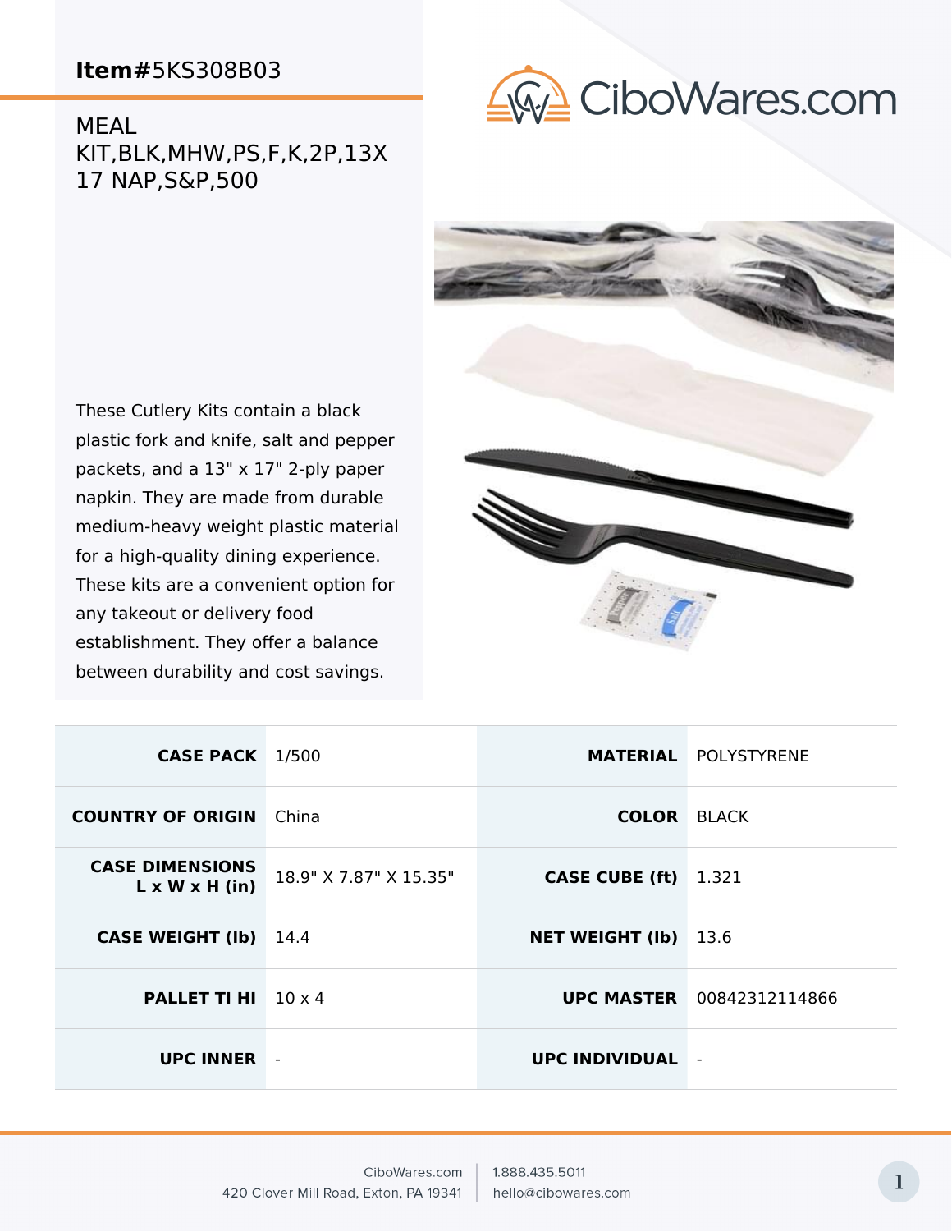**Item#**5KS308B03

MEAL KIT,BLK,MHW,PS,F,K,2P,13X 17 NAP,S&P,500

CiboWares.com

These Cutlery Kits contain a black plastic fork and knife, salt and pepper packets, and a 13" x 17" 2-ply paper napkin. They are made from durable medium-heavy weight plastic material for a high-quality dining experience. These kits are a convenient option for any takeout or delivery food establishment. They offer a balance between durability and cost savings.

| | | | |
|---|---|---|---|
| **CASE PACK** | 1/500 | **MATERIAL** | POLYSTYRENE |
| **COUNTRY OF ORIGIN** | China | **COLOR** | BLACK |
| **CASE DIMENSIONS L x W x H (in)** | 18.9" X 7.87" X 15.35" | **CASE CUBE (ft)** | 1.321 |
| **CASE WEIGHT (lb)** | 14.4 | **NET WEIGHT (lb)** | 13.6 |
| **PALLET TI HI** | 10 x 4 | **UPC MASTER** | 00842312114866 |
| **UPC INNER** | - | **UPC INDIVIDUAL** | - |

CiboWares.com
420 Clover Mill Road, Exton, PA 19341
1.888.435.5011
hello@cibowares.com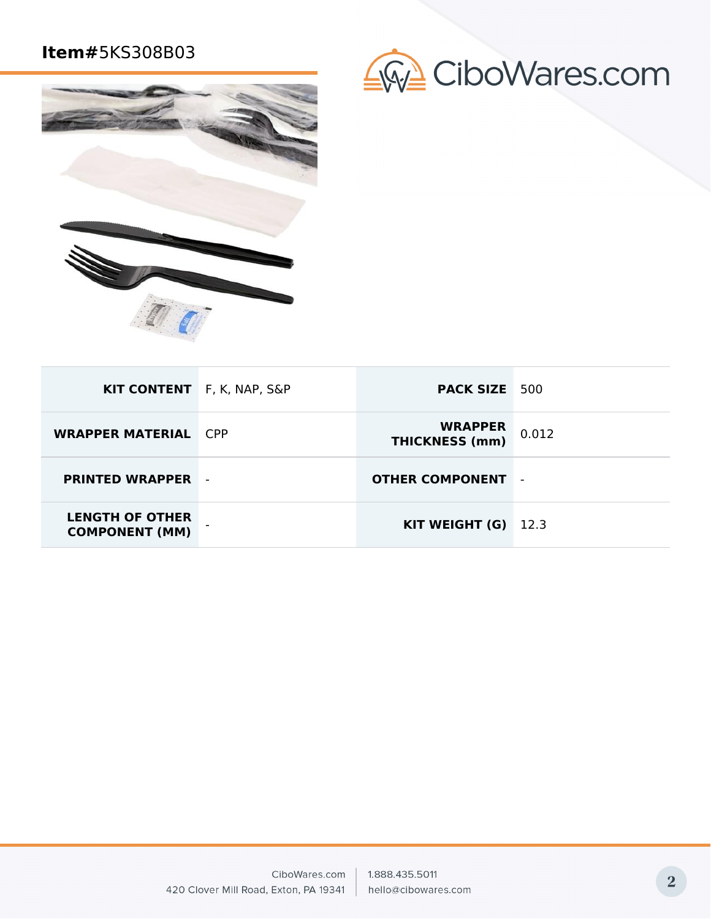**Item#**5KS308B03

CiboWares.com

| KIT CONTENT | F, K, NAP, S&P | PACK SIZE | 500 |
| --- | --- | --- | --- |
| WRAPPER MATERIAL | CPP | WRAPPER THICKNESS (mm) | 0.012 |
| PRINTED WRAPPER | - | OTHER COMPONENT | - |
| LENGTH OF OTHER COMPONENT (MM) | - | KIT WEIGHT (G) | 12.3 |

CiboWares.com
420 Clover Mill Road, Exton, PA 19341

1.888.435.5011
hello@cibowares.com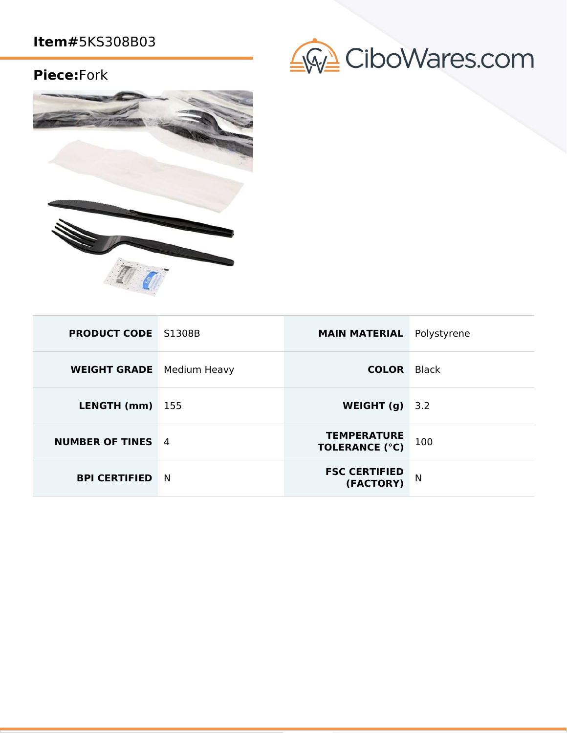**Item#**5KS308B03

**Piece:**Fork

CiboWares.com

| PRODUCT CODE | S1308B | MAIN MATERIAL | Polystyrene |
| --- | --- | --- | --- |
| WEIGHT GRADE | Medium Heavy | COLOR | Black |
| LENGTH (mm) | 155 | WEIGHT (g) | 3.2 |
| NUMBER OF TINES | 4 | TEMPERATURE TOLERANCE (°C) | 100 |
| BPI CERTIFIED | N | FSC CERTIFIED (FACTORY) | N |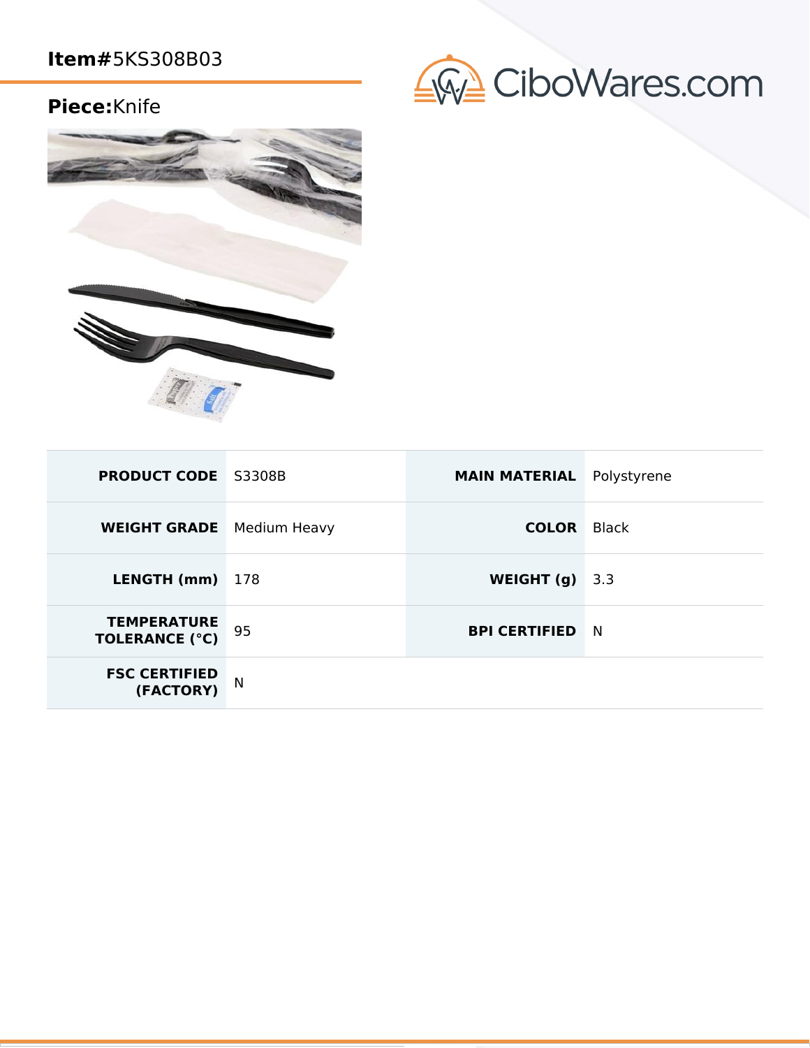**Item#**5KS308B03

**Piece:**Knife

| | | | |
|---|---|---|---|
| **PRODUCT CODE** | S3308B | **MAIN MATERIAL** | Polystyrene |
| **WEIGHT GRADE** | Medium Heavy | **COLOR** | Black |
| **LENGTH (mm)** | 178 | **WEIGHT (g)** | 3.3 |
| **TEMPERATURE TOLERANCE (°C)** | 95 | **BPI CERTIFIED** | N |
| **FSC CERTIFIED (FACTORY)** | N | | |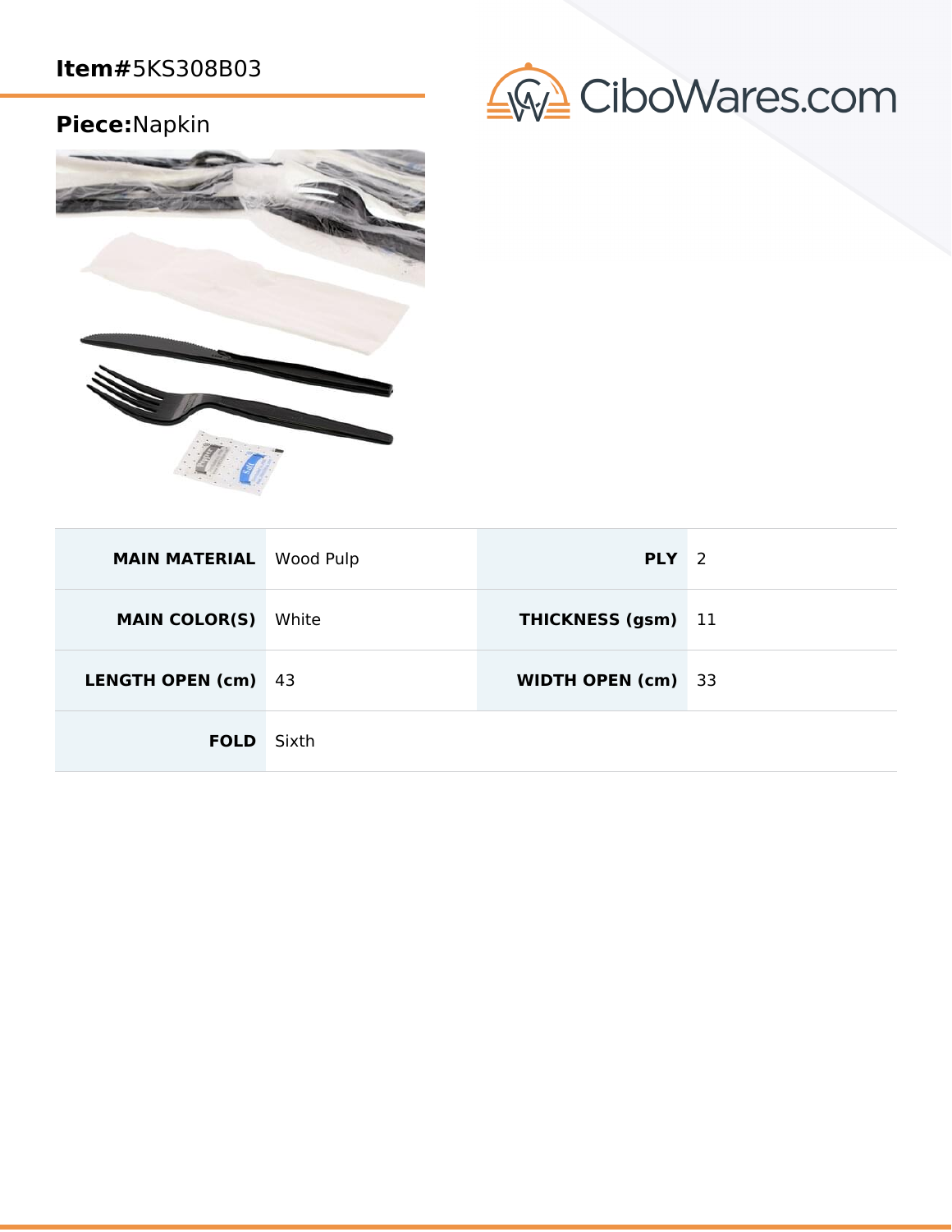**Item#**5KS308B03

**Piece:**Napkin

CiboWares.com

| | | | |
|---|---|---|---|
| **MAIN MATERIAL** | Wood Pulp | **PLY** | 2 |
| **MAIN COLOR(S)** | White | **THICKNESS (gsm)** | 11 |
| **LENGTH OPEN (cm)** | 43 | **WIDTH OPEN (cm)** | 33 |
| **FOLD** | Sixth | | |